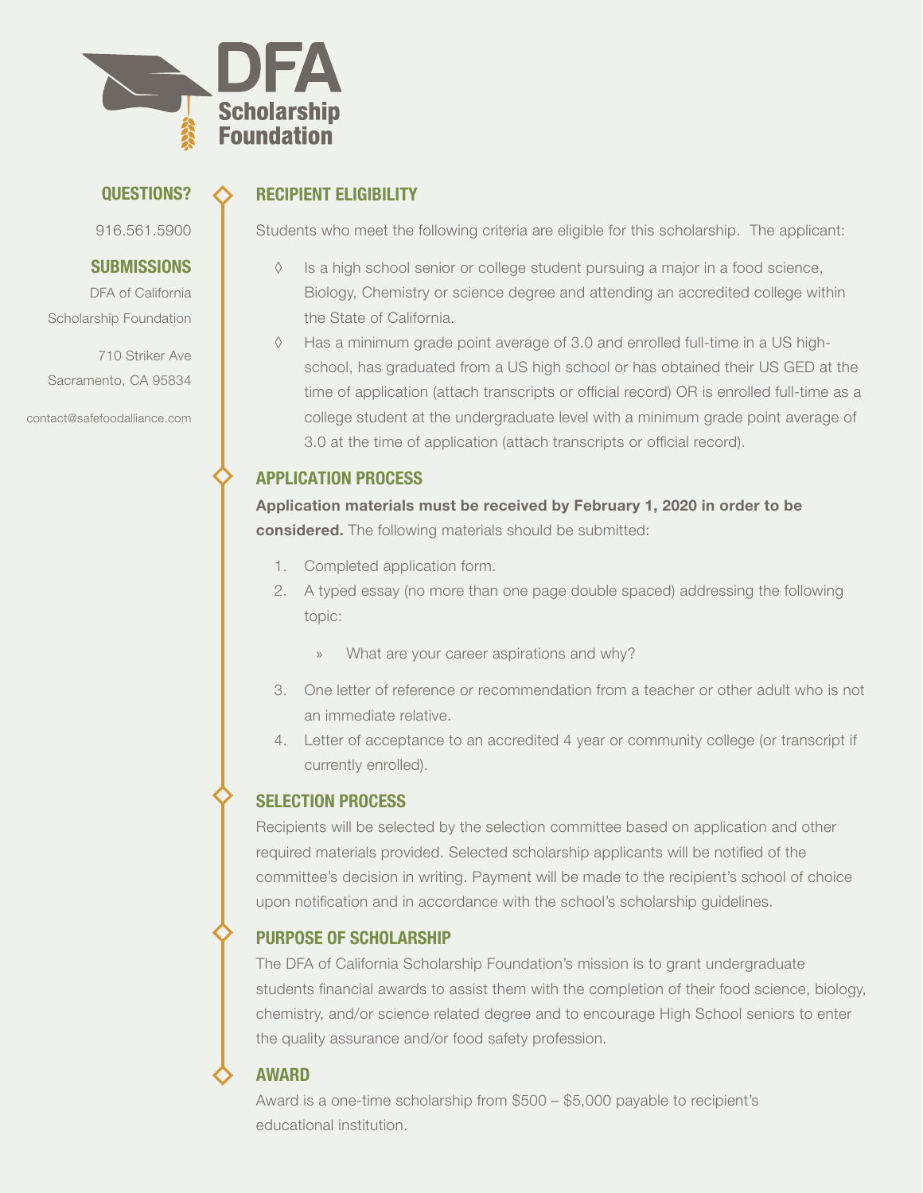# DFA Scholarship Foundation

## QUESTIONS?

916.561.5900

## SUBMISSIONS

DFA of California
Scholarship Foundation

710 Striker Ave
Sacramento, CA 95834

contact@safefoodalliance.com

## RECIPIENT ELIGIBILITY

Students who meet the following criteria are eligible for this scholarship. The applicant:

- Is a high school senior or college student pursuing a major in a food science, Biology, Chemistry or science degree and attending an accredited college within the State of California.
- Has a minimum grade point average of 3.0 and enrolled full-time in a US high-school, has graduated from a US high school or has obtained their US GED at the time of application (attach transcripts or official record) OR is enrolled full-time as a college student at the undergraduate level with a minimum grade point average of 3.0 at the time of application (attach transcripts or official record).

## APPLICATION PROCESS

**Application materials must be received by February 1, 2020 in order to be considered.** The following materials should be submitted:

1. Completed application form.
2. A typed essay (no more than one page double spaced) addressing the following topic:
   - What are your career aspirations and why?
3. One letter of reference or recommendation from a teacher or other adult who is not an immediate relative.
4. Letter of acceptance to an accredited 4 year or community college (or transcript if currently enrolled).

## SELECTION PROCESS

Recipients will be selected by the selection committee based on application and other required materials provided. Selected scholarship applicants will be notified of the committee's decision in writing. Payment will be made to the recipient's school of choice upon notification and in accordance with the school's scholarship guidelines.

## PURPOSE OF SCHOLARSHIP

The DFA of California Scholarship Foundation's mission is to grant undergraduate students financial awards to assist them with the completion of their food science, biology, chemistry, and/or science related degree and to encourage High School seniors to enter the quality assurance and/or food safety profession.

## AWARD

Award is a one-time scholarship from $500 – $5,000 payable to recipient's educational institution.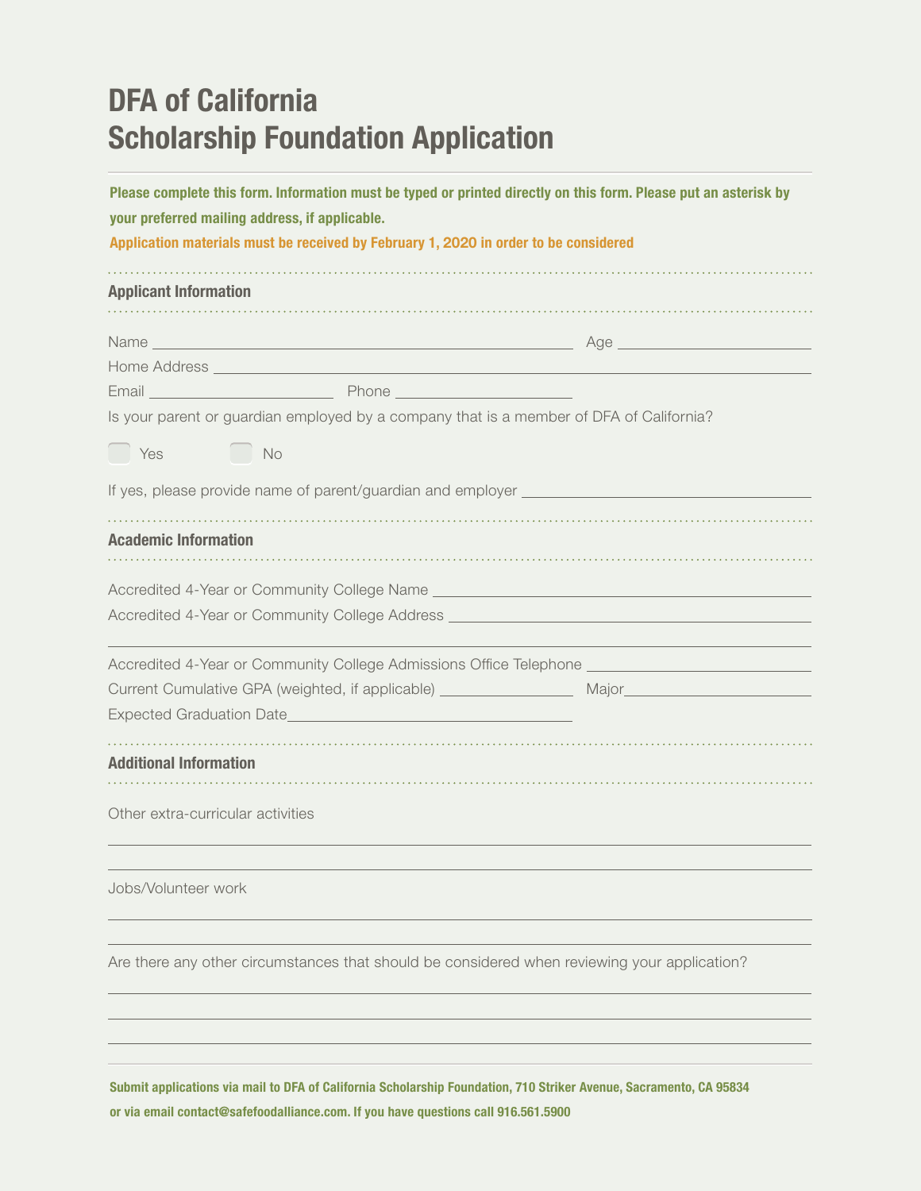# DFA of California
# Scholarship Foundation Application

**Please complete this form. Information must be typed or printed directly on this form. Please put an asterisk by your preferred mailing address, if applicable.**

**Application materials must be received by February 1, 2020 in order to be considered**

## Applicant Information

Name ______________________________ Age ______________

Home Address ______________________________________________

Email ______________ Phone ______________

Is your parent or guardian employed by a company that is a member of DFA of California?

- [ ] Yes
- [ ] No

If yes, please provide name of parent/guardian and employer ______________________

## Academic Information

Accredited 4-Year or Community College Name ______________________________

Accredited 4-Year or Community College Address ______________________________

______________________________________________

Accredited 4-Year or Community College Admissions Office Telephone ______________

Current Cumulative GPA (weighted, if applicable) __________ Major______________

Expected Graduation Date______________________

## Additional Information

Other extra-curricular activities

______________________________________________

______________________________________________

Jobs/Volunteer work

______________________________________________

______________________________________________

Are there any other circumstances that should be considered when reviewing your application?

______________________________________________

______________________________________________

______________________________________________

**Submit applications via mail to DFA of California Scholarship Foundation, 710 Striker Avenue, Sacramento, CA 95834 or via email contact@safefoodalliance.com. If you have questions call 916.561.5900**